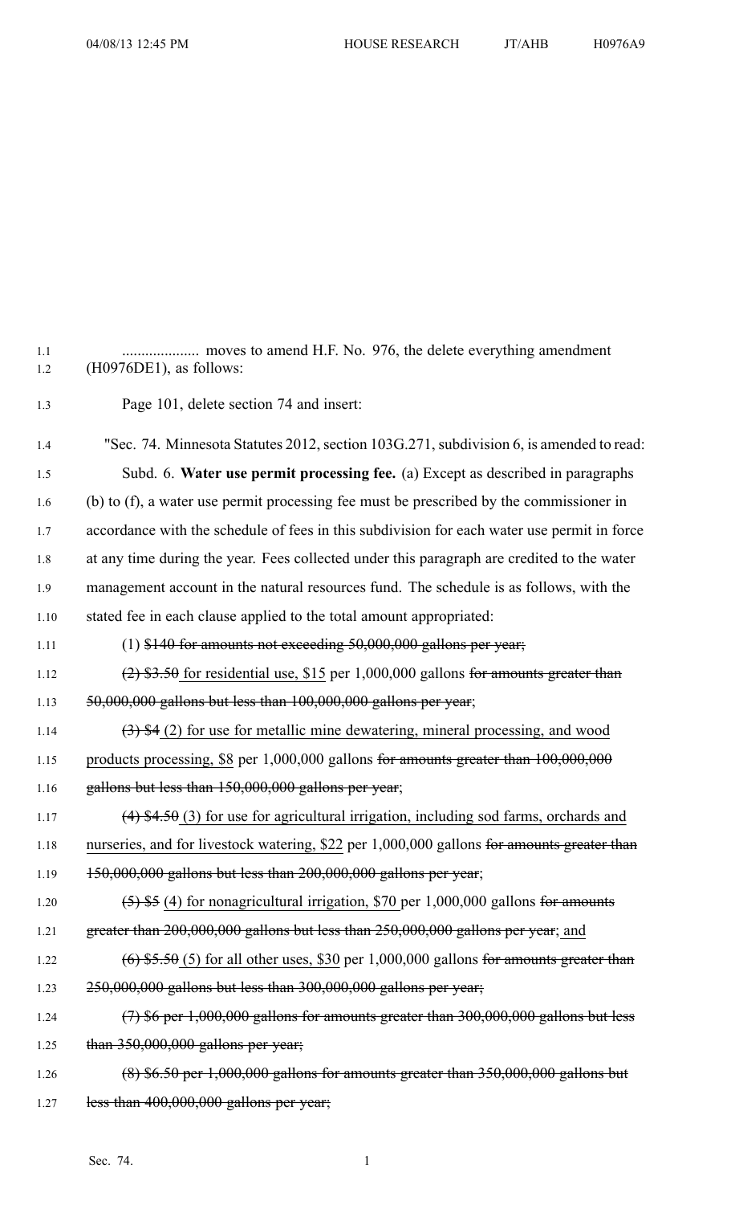.................... moves to amend H.F. No. 976, the delete everything amendment (H0976DE1), as follows:

Page 101, delete section 74 and insert:

"Sec. 74. Minnesota Statutes 2012, section 103G.271, subdivision 6, is amended to read:

Subd. 6. **Water use permit processing fee.** (a) Except as described in paragraphs (b) to (f), a water use permit processing fee must be prescribed by the commissioner in accordance with the schedule of fees in this subdivision for each water use permit in force at any time during the year. Fees collected under this paragraph are credited to the water management account in the natural resources fund. The schedule is as follows, with the stated fee in each clause applied to the total amount appropriated:

(1) ~~$140 for amounts not exceeding 50,000,000 gallons per year;~~

~~(2) $3.50~~ for residential use, $15 per 1,000,000 gallons ~~for amounts greater than 50,000,000 gallons but less than 100,000,000 gallons per year~~;

~~(3) $4~~ (2) for use for metallic mine dewatering, mineral processing, and wood products processing, $8 per 1,000,000 gallons ~~for amounts greater than 100,000,000 gallons but less than 150,000,000 gallons per year~~;

~~(4) $4.50~~ (3) for use for agricultural irrigation, including sod farms, orchards and nurseries, and for livestock watering, $22 per 1,000,000 gallons ~~for amounts greater than 150,000,000 gallons but less than 200,000,000 gallons per year~~;

~~(5) $5~~ (4) for nonagricultural irrigation, $70 per 1,000,000 gallons ~~for amounts greater than 200,000,000 gallons but less than 250,000,000 gallons per year~~; and

~~(6) $5.50~~ (5) for all other uses, $30 per 1,000,000 gallons ~~for amounts greater than 250,000,000 gallons but less than 300,000,000 gallons per year;~~

~~(7) $6 per 1,000,000 gallons for amounts greater than 300,000,000 gallons but less than 350,000,000 gallons per year;~~

~~(8) $6.50 per 1,000,000 gallons for amounts greater than 350,000,000 gallons but less than 400,000,000 gallons per year;~~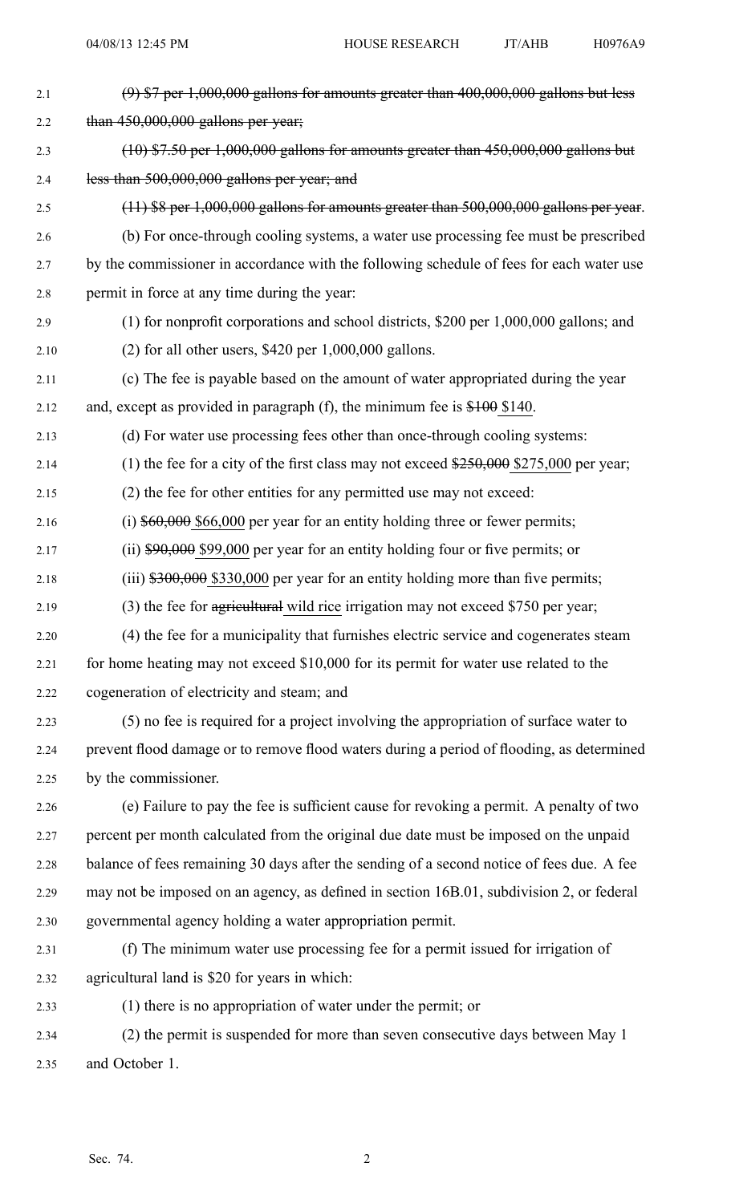~~(9) $7 per 1,000,000 gallons for amounts greater than 400,000,000 gallons but less than 450,000,000 gallons per year;~~

~~(10) $7.50 per 1,000,000 gallons for amounts greater than 450,000,000 gallons but less than 500,000,000 gallons per year; and~~

~~(11) $8 per 1,000,000 gallons for amounts greater than 500,000,000 gallons per year~~.

(b) For once-through cooling systems, a water use processing fee must be prescribed by the commissioner in accordance with the following schedule of fees for each water use permit in force at any time during the year:

(1) for nonprofit corporations and school districts, $200 per 1,000,000 gallons; and

(2) for all other users, $420 per 1,000,000 gallons.

(c) The fee is payable based on the amount of water appropriated during the year and, except as provided in paragraph (f), the minimum fee is ~~$100~~ <u>$140</u>.

(d) For water use processing fees other than once-through cooling systems:

(1) the fee for a city of the first class may not exceed ~~$250,000~~ <u>$275,000</u> per year;

(2) the fee for other entities for any permitted use may not exceed:

(i) ~~$60,000~~ <u>$66,000</u> per year for an entity holding three or fewer permits;

(ii) ~~$90,000~~ <u>$99,000</u> per year for an entity holding four or five permits; or

(iii) ~~$300,000~~ <u>$330,000</u> per year for an entity holding more than five permits;

(3) the fee for ~~agricultural~~ <u>wild rice</u> irrigation may not exceed $750 per year;

(4) the fee for a municipality that furnishes electric service and cogenerates steam for home heating may not exceed $10,000 for its permit for water use related to the cogeneration of electricity and steam; and

(5) no fee is required for a project involving the appropriation of surface water to prevent flood damage or to remove flood waters during a period of flooding, as determined by the commissioner.

(e) Failure to pay the fee is sufficient cause for revoking a permit. A penalty of two percent per month calculated from the original due date must be imposed on the unpaid balance of fees remaining 30 days after the sending of a second notice of fees due. A fee may not be imposed on an agency, as defined in section 16B.01, subdivision 2, or federal governmental agency holding a water appropriation permit.

(f) The minimum water use processing fee for a permit issued for irrigation of agricultural land is $20 for years in which:

(1) there is no appropriation of water under the permit; or

(2) the permit is suspended for more than seven consecutive days between May 1 and October 1.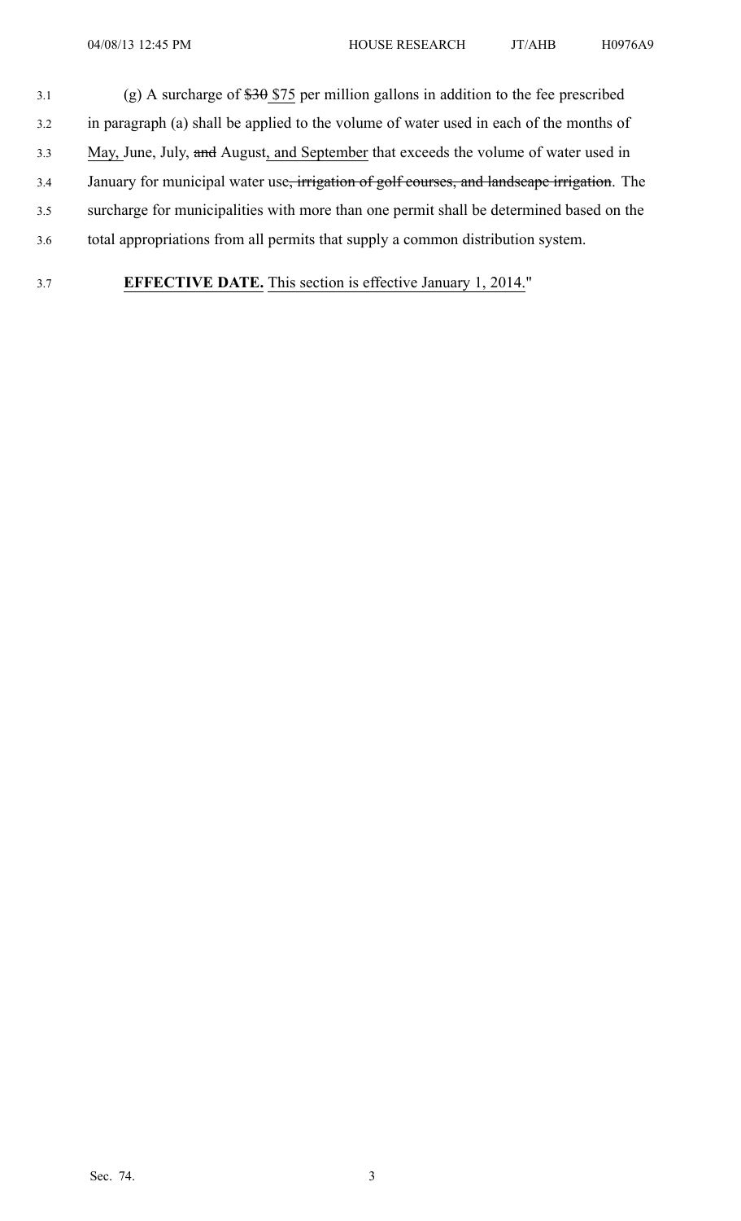(g) A surcharge of ~~$30~~ <u>$75</u> per million gallons in addition to the fee prescribed in paragraph (a) shall be applied to the volume of water used in each of the months of <u>May,</u> June, July, ~~and~~ August<u>, and September</u> that exceeds the volume of water used in January for municipal water use~~, irrigation of golf courses, and landscape irrigation~~. The surcharge for municipalities with more than one permit shall be determined based on the total appropriations from all permits that supply a common distribution system.

**EFFECTIVE DATE.** <u>This section is effective January 1, 2014.</u>"